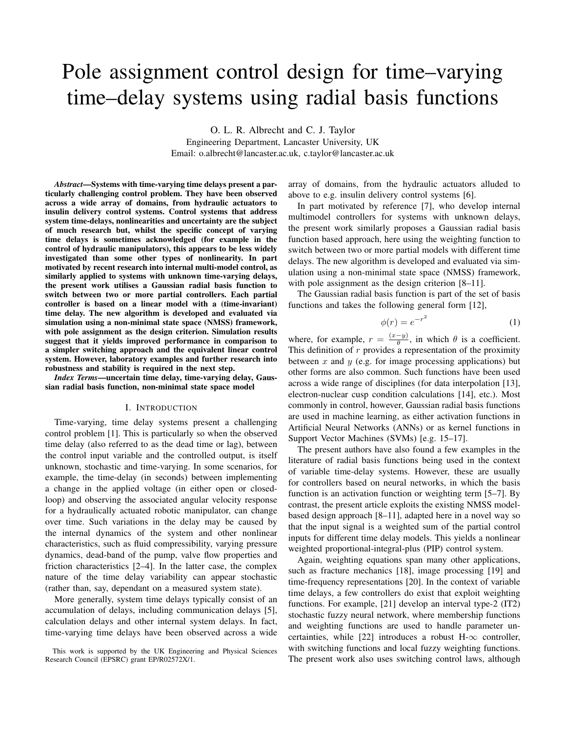# Pole assignment control design for time–varying time–delay systems using radial basis functions

O. L. R. Albrecht and C. J. Taylor
Engineering Department, Lancaster University, UK
Email: o.albrecht@lancaster.ac.uk, c.taylor@lancaster.ac.uk

***Abstract*—Systems with time-varying time delays present a particularly challenging control problem. They have been observed across a wide array of domains, from hydraulic actuators to insulin delivery control systems. Control systems that address system time-delays, nonlinearities and uncertainty are the subject of much research but, whilst the specific concept of varying time delays is sometimes acknowledged (for example in the control of hydraulic manipulators), this appears to be less widely investigated than some other types of nonlinearity. In part motivated by recent research into internal multi-model control, as similarly applied to systems with unknown time-varying delays, the present work utilises a Gaussian radial basis function to switch between two or more partial controllers. Each partial controller is based on a linear model with a (time-invariant) time delay. The new algorithm is developed and evaluated via simulation using a non-minimal state space (NMSS) framework, with pole assignment as the design criterion. Simulation results suggest that it yields improved performance in comparison to a simpler switching approach and the equivalent linear control system. However, laboratory examples and further research into robustness and stability is required in the next step.**

***Index Terms*—uncertain time delay, time-varying delay, Gaussian radial basis function, non-minimal state space model**

## I. Introduction

Time-varying, time delay systems present a challenging control problem [1]. This is particularly so when the observed time delay (also referred to as the dead time or lag), between the control input variable and the controlled output, is itself unknown, stochastic and time-varying. In some scenarios, for example, the time-delay (in seconds) between implementing a change in the applied voltage (in either open or closed-loop) and observing the associated angular velocity response for a hydraulically actuated robotic manipulator, can change over time. Such variations in the delay may be caused by the internal dynamics of the system and other nonlinear characteristics, such as fluid compressibility, varying pressure dynamics, dead-band of the pump, valve flow properties and friction characteristics [2–4]. In the latter case, the complex nature of the time delay variability can appear stochastic (rather than, say, dependant on a measured system state).

More generally, system time delays typically consist of an accumulation of delays, including communication delays [5], calculation delays and other internal system delays. In fact, time-varying time delays have been observed across a wide array of domains, from the hydraulic actuators alluded to above to e.g. insulin delivery control systems [6].

In part motivated by reference [7], who develop internal multimodel controllers for systems with unknown delays, the present work similarly proposes a Gaussian radial basis function based approach, here using the weighting function to switch between two or more partial models with different time delays. The new algorithm is developed and evaluated via simulation using a non-minimal state space (NMSS) framework, with pole assignment as the design criterion [8–11].

The Gaussian radial basis function is part of the set of basis functions and takes the following general form [12],

$$\phi(r) = e^{-r^2} \tag{1}$$

where, for example, $r = \frac{(x-y)}{\theta}$, in which $\theta$ is a coefficient. This definition of $r$ provides a representation of the proximity between $x$ and $y$ (e.g. for image processing applications) but other forms are also common. Such functions have been used across a wide range of disciplines (for data interpolation [13], electron-nuclear cusp condition calculations [14], etc.). Most commonly in control, however, Gaussian radial basis functions are used in machine learning, as either activation functions in Artificial Neural Networks (ANNs) or as kernel functions in Support Vector Machines (SVMs) [e.g. 15–17].

The present authors have also found a few examples in the literature of radial basis functions being used in the context of variable time-delay systems. However, these are usually for controllers based on neural networks, in which the basis function is an activation function or weighting term [5–7]. By contrast, the present article exploits the existing NMSS model-based design approach [8–11], adapted here in a novel way so that the input signal is a weighted sum of the partial control inputs for different time delay models. This yields a nonlinear weighted proportional-integral-plus (PIP) control system.

Again, weighting equations span many other applications, such as fracture mechanics [18], image processing [19] and time-frequency representations [20]. In the context of variable time delays, a few controllers do exist that exploit weighting functions. For example, [21] develop an interval type-2 (IT2) stochastic fuzzy neural network, where membership functions and weighting functions are used to handle parameter uncertainties, while [22] introduces a robust H-$\infty$ controller, with switching functions and local fuzzy weighting functions. The present work also uses switching control laws, although

This work is supported by the UK Engineering and Physical Sciences Research Council (EPSRC) grant EP/R02572X/1.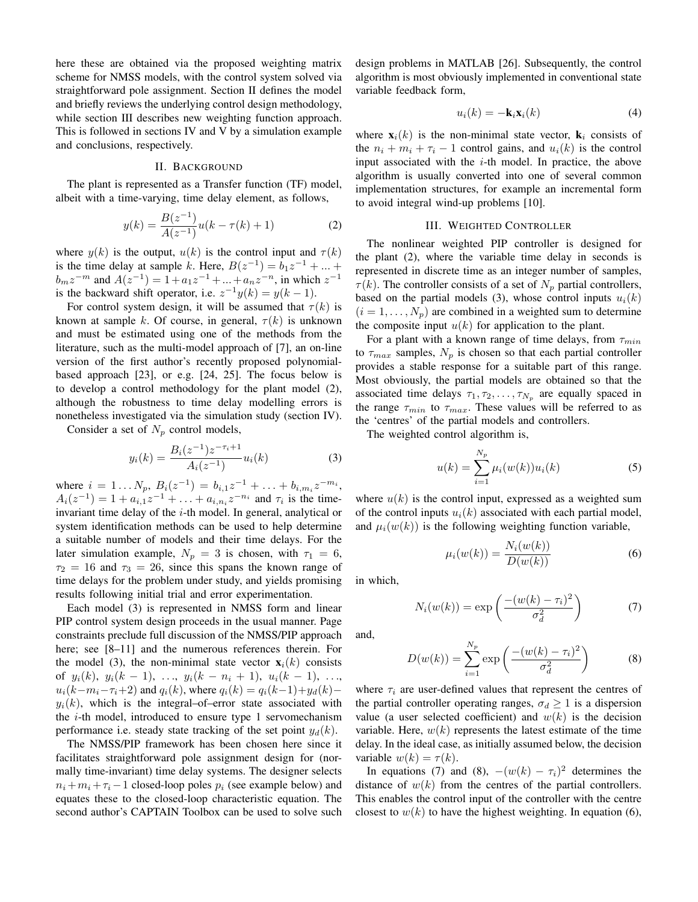here these are obtained via the proposed weighting matrix scheme for NMSS models, with the control system solved via straightforward pole assignment. Section II defines the model and briefly reviews the underlying control design methodology, while section III describes new weighting function approach. This is followed in sections IV and V by a simulation example and conclusions, respectively.

## II. Background

The plant is represented as a Transfer function (TF) model, albeit with a time-varying, time delay element, as follows,

$$y(k) = \frac{B(z^{-1})}{A(z^{-1})} u(k - \tau(k) + 1) \tag{2}$$

where $y(k)$ is the output, $u(k)$ is the control input and $\tau(k)$ is the time delay at sample $k$. Here, $B(z^{-1}) = b_1 z^{-1} + ... + b_m z^{-m}$ and $A(z^{-1}) = 1 + a_1 z^{-1} + ... + a_n z^{-n}$, in which $z^{-1}$ is the backward shift operator, i.e. $z^{-1} y(k) = y(k-1)$.

For control system design, it will be assumed that $\tau(k)$ is known at sample $k$. Of course, in general, $\tau(k)$ is unknown and must be estimated using one of the methods from the literature, such as the multi-model approach of [7], an on-line version of the first author's recently proposed polynomial-based approach [23], or e.g. [24, 25]. The focus below is to develop a control methodology for the plant model (2), although the robustness to time delay modelling errors is nonetheless investigated via the simulation study (section IV).

Consider a set of $N_p$ control models,

$$y_i(k) = \frac{B_i(z^{-1}) z^{-\tau_i + 1}}{A_i(z^{-1})} u_i(k) \tag{3}$$

where $i = 1 \ldots N_p$, $B_i(z^{-1}) = b_{i,1} z^{-1} + \ldots + b_{i,m_i} z^{-m_i}$, $A_i(z^{-1}) = 1 + a_{i,1} z^{-1} + \ldots + a_{i,n_i} z^{-n_i}$ and $\tau_i$ is the time-invariant time delay of the $i$-th model. In general, analytical or system identification methods can be used to help determine a suitable number of models and their time delays. For the later simulation example, $N_p = 3$ is chosen, with $\tau_1 = 6$, $\tau_2 = 16$ and $\tau_3 = 26$, since this spans the known range of time delays for the problem under study, and yields promising results following initial trial and error experimentation.

Each model (3) is represented in NMSS form and linear PIP control system design proceeds in the usual manner. Page constraints preclude full discussion of the NMSS/PIP approach here; see [8–11] and the numerous references therein. For the model (3), the non-minimal state vector $\mathbf{x}_i(k)$ consists of $y_i(k)$, $y_i(k-1)$, …, $y_i(k - n_i + 1)$, $u_i(k-1)$, …, $u_i(k - m_i - \tau_i + 2)$ and $q_i(k)$, where $q_i(k) = q_i(k-1) + y_d(k) - y_i(k)$, which is the integral–of–error state associated with the $i$-th model, introduced to ensure type 1 servomechanism performance i.e. steady state tracking of the set point $y_d(k)$.

The NMSS/PIP framework has been chosen here since it facilitates straightforward pole assignment design for (normally time-invariant) time delay systems. The designer selects $n_i + m_i + \tau_i - 1$ closed-loop poles $p_i$ (see example below) and equates these to the closed-loop characteristic equation. The second author's CAPTAIN Toolbox can be used to solve such design problems in MATLAB [26]. Subsequently, the control algorithm is most obviously implemented in conventional state variable feedback form,

$$u_i(k) = -\mathbf{k}_i \mathbf{x}_i(k) \tag{4}$$

where $\mathbf{x}_i(k)$ is the non-minimal state vector, $\mathbf{k}_i$ consists of the $n_i + m_i + \tau_i - 1$ control gains, and $u_i(k)$ is the control input associated with the $i$-th model. In practice, the above algorithm is usually converted into one of several common implementation structures, for example an incremental form to avoid integral wind-up problems [10].

## III. Weighted Controller

The nonlinear weighted PIP controller is designed for the plant (2), where the variable time delay in seconds is represented in discrete time as an integer number of samples, $\tau(k)$. The controller consists of a set of $N_p$ partial controllers, based on the partial models (3), whose control inputs $u_i(k)$ ($i = 1, \ldots, N_p$) are combined in a weighted sum to determine the composite input $u(k)$ for application to the plant.

For a plant with a known range of time delays, from $\tau_{min}$ to $\tau_{max}$ samples, $N_p$ is chosen so that each partial controller provides a stable response for a suitable part of this range. Most obviously, the partial models are obtained so that the associated time delays $\tau_1, \tau_2, \ldots, \tau_{N_p}$ are equally spaced in the range $\tau_{min}$ to $\tau_{max}$. These values will be referred to as the 'centres' of the partial models and controllers.

The weighted control algorithm is,

$$u(k) = \sum_{i=1}^{N_p} \mu_i(w(k)) u_i(k) \tag{5}$$

where $u(k)$ is the control input, expressed as a weighted sum of the control inputs $u_i(k)$ associated with each partial model, and $\mu_i(w(k))$ is the following weighting function variable,

$$\mu_i(w(k)) = \frac{N_i(w(k))}{D(w(k))} \tag{6}$$

in which,

$$N_i(w(k)) = \exp\left(\frac{-(w(k) - \tau_i)^2}{\sigma_d^2}\right) \tag{7}$$

and,

$$D(w(k)) = \sum_{i=1}^{N_p} \exp\left(\frac{-(w(k) - \tau_i)^2}{\sigma_d^2}\right) \tag{8}$$

where $\tau_i$ are user-defined values that represent the centres of the partial controller operating ranges, $\sigma_d \geq 1$ is a dispersion value (a user selected coefficient) and $w(k)$ is the decision variable. Here, $w(k)$ represents the latest estimate of the time delay. In the ideal case, as initially assumed below, the decision variable $w(k) = \tau(k)$.

In equations (7) and (8), $-(w(k) - \tau_i)^2$ determines the distance of $w(k)$ from the centres of the partial controllers. This enables the control input of the controller with the centre closest to $w(k)$ to have the highest weighting. In equation (6),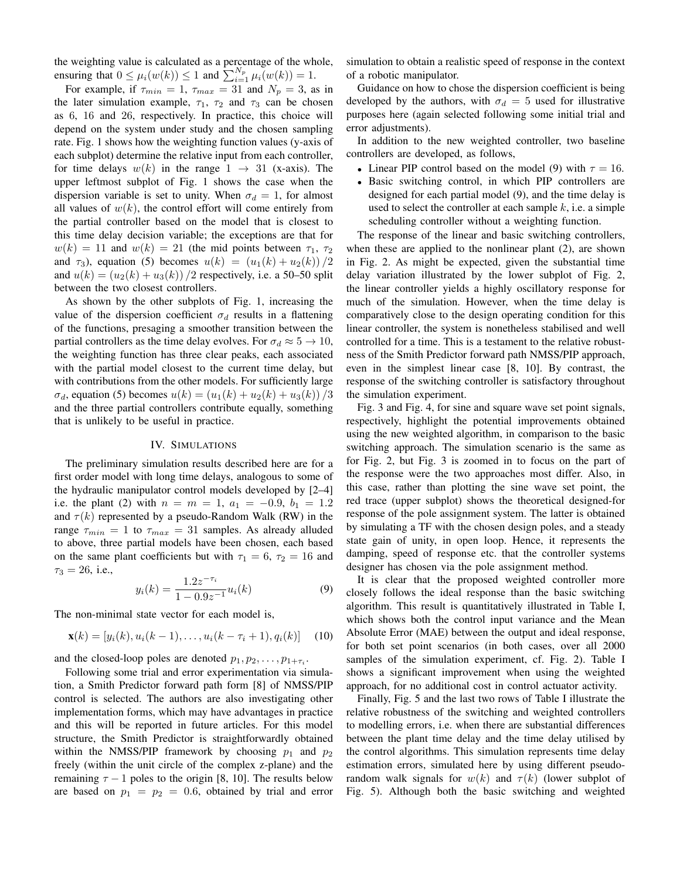the weighting value is calculated as a percentage of the whole, ensuring that $0 \leq \mu_i(w(k)) \leq 1$ and $\sum_{i=1}^{N_p} \mu_i(w(k)) = 1$.

For example, if $\tau_{min} = 1$, $\tau_{max} = 31$ and $N_p = 3$, as in the later simulation example, $\tau_1$, $\tau_2$ and $\tau_3$ can be chosen as 6, 16 and 26, respectively. In practice, this choice will depend on the system under study and the chosen sampling rate. Fig. 1 shows how the weighting function values (y-axis of each subplot) determine the relative input from each controller, for time delays $w(k)$ in the range $1 \rightarrow 31$ (x-axis). The upper leftmost subplot of Fig. 1 shows the case when the dispersion variable is set to unity. When $\sigma_d = 1$, for almost all values of $w(k)$, the control effort will come entirely from the partial controller based on the model that is closest to this time delay decision variable; the exceptions are that for $w(k) = 11$ and $w(k) = 21$ (the mid points between $\tau_1$, $\tau_2$ and $\tau_3$), equation (5) becomes $u(k) = (u_1(k) + u_2(k))/2$ and $u(k) = (u_2(k) + u_3(k))/2$ respectively, i.e. a 50–50 split between the two closest controllers.

As shown by the other subplots of Fig. 1, increasing the value of the dispersion coefficient $\sigma_d$ results in a flattening of the functions, presaging a smoother transition between the partial controllers as the time delay evolves. For $\sigma_d \approx 5 \rightarrow 10$, the weighting function has three clear peaks, each associated with the partial model closest to the current time delay, but with contributions from the other models. For sufficiently large $\sigma_d$, equation (5) becomes $u(k) = (u_1(k) + u_2(k) + u_3(k))/3$ and the three partial controllers contribute equally, something that is unlikely to be useful in practice.

## IV. SIMULATIONS

The preliminary simulation results described here are for a first order model with long time delays, analogous to some of the hydraulic manipulator control models developed by [2–4] i.e. the plant (2) with $n = m = 1$, $a_1 = -0.9$, $b_1 = 1.2$ and $\tau(k)$ represented by a pseudo-Random Walk (RW) in the range $\tau_{min} = 1$ to $\tau_{max} = 31$ samples. As already alluded to above, three partial models have been chosen, each based on the same plant coefficients but with $\tau_1 = 6$, $\tau_2 = 16$ and $\tau_3 = 26$, i.e.,

$$y_i(k) = \frac{1.2z^{-\tau_i}}{1 - 0.9z^{-1}} u_i(k) \tag{9}$$

The non-minimal state vector for each model is,

$$\mathbf{x}(k) = [y_i(k), u_i(k-1), \ldots, u_i(k - \tau_i + 1), q_i(k)] \tag{10}$$

and the closed-loop poles are denoted $p_1, p_2, \ldots, p_{1+\tau_i}$.

Following some trial and error experimentation via simulation, a Smith Predictor forward path form [8] of NMSS/PIP control is selected. The authors are also investigating other implementation forms, which may have advantages in practice and this will be reported in future articles. For this model structure, the Smith Predictor is straightforwardly obtained within the NMSS/PIP framework by choosing $p_1$ and $p_2$ freely (within the unit circle of the complex z-plane) and the remaining $\tau - 1$ poles to the origin [8, 10]. The results below are based on $p_1 = p_2 = 0.6$, obtained by trial and error simulation to obtain a realistic speed of response in the context of a robotic manipulator.

Guidance on how to chose the dispersion coefficient is being developed by the authors, with $\sigma_d = 5$ used for illustrative purposes here (again selected following some initial trial and error adjustments).

In addition to the new weighted controller, two baseline controllers are developed, as follows,

- Linear PIP control based on the model (9) with $\tau = 16$.
- Basic switching control, in which PIP controllers are designed for each partial model (9), and the time delay is used to select the controller at each sample $k$, i.e. a simple scheduling controller without a weighting function.

The response of the linear and basic switching controllers, when these are applied to the nonlinear plant (2), are shown in Fig. 2. As might be expected, given the substantial time delay variation illustrated by the lower subplot of Fig. 2, the linear controller yields a highly oscillatory response for much of the simulation. However, when the time delay is comparatively close to the design operating condition for this linear controller, the system is nonetheless stabilised and well controlled for a time. This is a testament to the relative robustness of the Smith Predictor forward path NMSS/PIP approach, even in the simplest linear case [8, 10]. By contrast, the response of the switching controller is satisfactory throughout the simulation experiment.

Fig. 3 and Fig. 4, for sine and square wave set point signals, respectively, highlight the potential improvements obtained using the new weighted algorithm, in comparison to the basic switching approach. The simulation scenario is the same as for Fig. 2, but Fig. 3 is zoomed in to focus on the part of the response were the two approaches most differ. Also, in this case, rather than plotting the sine wave set point, the red trace (upper subplot) shows the theoretical designed-for response of the pole assignment system. The latter is obtained by simulating a TF with the chosen design poles, and a steady state gain of unity, in open loop. Hence, it represents the damping, speed of response etc. that the controller systems designer has chosen via the pole assignment method.

It is clear that the proposed weighted controller more closely follows the ideal response than the basic switching algorithm. This result is quantitatively illustrated in Table I, which shows both the control input variance and the Mean Absolute Error (MAE) between the output and ideal response, for both set point scenarios (in both cases, over all 2000 samples of the simulation experiment, cf. Fig. 2). Table I shows a significant improvement when using the weighted approach, for no additional cost in control actuator activity.

Finally, Fig. 5 and the last two rows of Table I illustrate the relative robustness of the switching and weighted controllers to modelling errors, i.e. when there are substantial differences between the plant time delay and the time delay utilised by the control algorithms. This simulation represents time delay estimation errors, simulated here by using different pseudo-random walk signals for $w(k)$ and $\tau(k)$ (lower subplot of Fig. 5). Although both the basic switching and weighted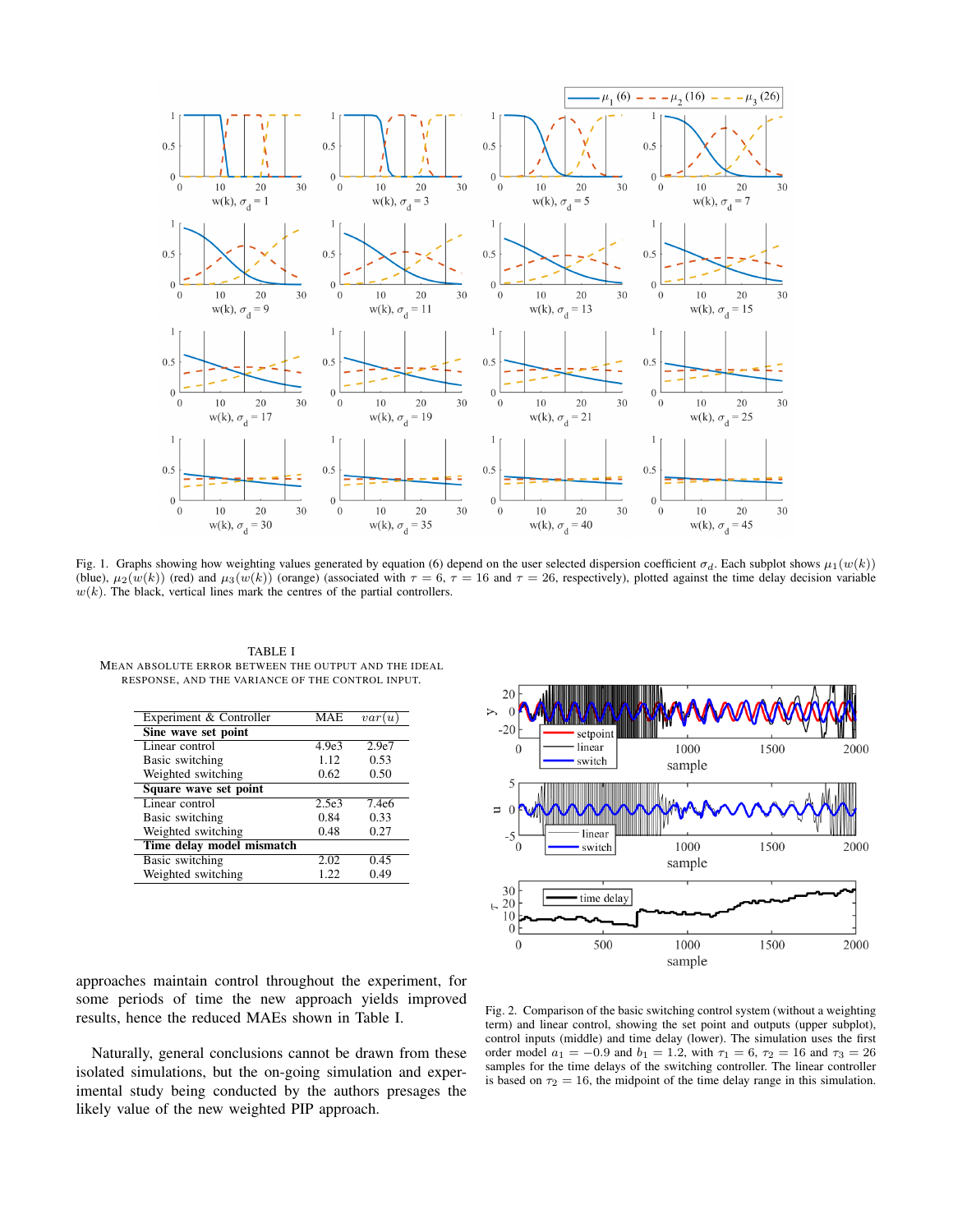Fig. 1. Graphs showing how weighting values generated by equation (6) depend on the user selected dispersion coefficient $\sigma_d$. Each subplot shows $\mu_1(w(k))$ (blue), $\mu_2(w(k))$ (red) and $\mu_3(w(k))$ (orange) (associated with $\tau = 6$, $\tau = 16$ and $\tau = 26$, respectively), plotted against the time delay decision variable $w(k)$. The black, vertical lines mark the centres of the partial controllers.

TABLE I
MEAN ABSOLUTE ERROR BETWEEN THE OUTPUT AND THE IDEAL RESPONSE, AND THE VARIANCE OF THE CONTROL INPUT.

| Experiment & Controller | MAE | $var(u)$ |
| --- | --- | --- |
| **Sine wave set point** | | |
| Linear control | 4.9e3 | 2.9e7 |
| Basic switching | 1.12 | 0.53 |
| Weighted switching | 0.62 | 0.50 |
| **Square wave set point** | | |
| Linear control | 2.5e3 | 7.4e6 |
| Basic switching | 0.84 | 0.33 |
| Weighted switching | 0.48 | 0.27 |
| **Time delay model mismatch** | | |
| Basic switching | 2.02 | 0.45 |
| Weighted switching | 1.22 | 0.49 |

Fig. 2. Comparison of the basic switching control system (without a weighting term) and linear control, showing the set point and outputs (upper subplot), control inputs (middle) and time delay (lower). The simulation uses the first order model $a_1 = -0.9$ and $b_1 = 1.2$, with $\tau_1 = 6$, $\tau_2 = 16$ and $\tau_3 = 26$ samples for the time delays of the switching controller. The linear controller is based on $\tau_2 = 16$, the midpoint of the time delay range in this simulation.

approaches maintain control throughout the experiment, for some periods of time the new approach yields improved results, hence the reduced MAEs shown in Table I.

Naturally, general conclusions cannot be drawn from these isolated simulations, but the on-going simulation and experimental study being conducted by the authors presages the likely value of the new weighted PIP approach.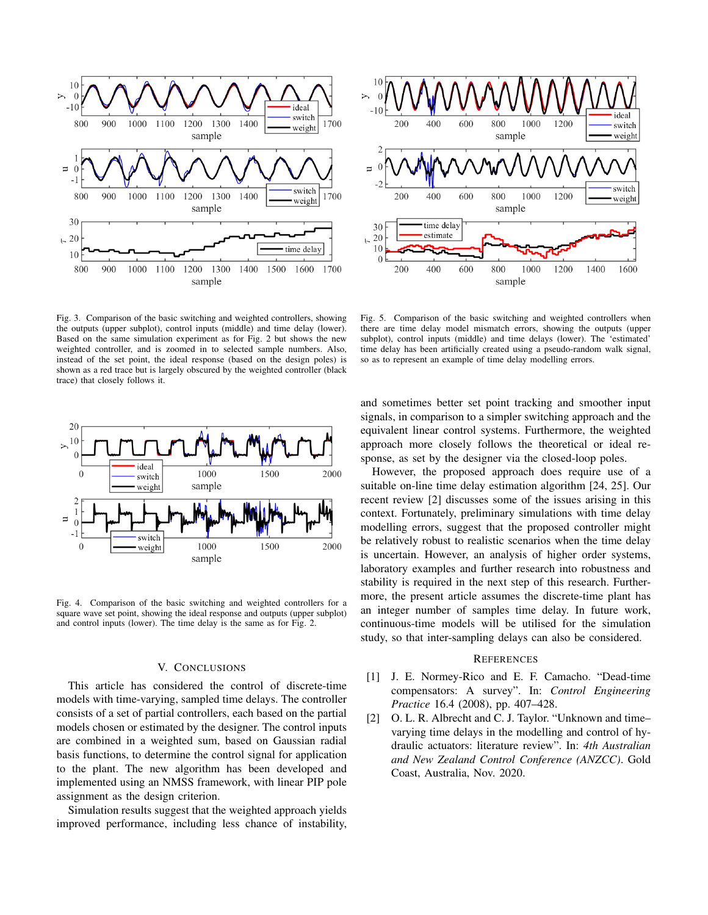Fig. 3. Comparison of the basic switching and weighted controllers, showing the outputs (upper subplot), control inputs (middle) and time delay (lower). Based on the same simulation experiment as for Fig. 2 but shows the new weighted controller, and is zoomed in to selected sample numbers. Also, instead of the set point, the ideal response (based on the design poles) is shown as a red trace but is largely obscured by the weighted controller (black trace) that closely follows it.

Fig. 5. Comparison of the basic switching and weighted controllers when there are time delay model mismatch errors, showing the outputs (upper subplot), control inputs (middle) and time delays (lower). The 'estimated' time delay has been artificially created using a pseudo-random walk signal, so as to represent an example of time delay modelling errors.

Fig. 4. Comparison of the basic switching and weighted controllers for a square wave set point, showing the ideal response and outputs (upper subplot) and control inputs (lower). The time delay is the same as for Fig. 2.

## V. Conclusions

This article has considered the control of discrete-time models with time-varying, sampled time delays. The controller consists of a set of partial controllers, each based on the partial models chosen or estimated by the designer. The control inputs are combined in a weighted sum, based on Gaussian radial basis functions, to determine the control signal for application to the plant. The new algorithm has been developed and implemented using an NMSS framework, with linear PIP pole assignment as the design criterion.

Simulation results suggest that the weighted approach yields improved performance, including less chance of instability, and sometimes better set point tracking and smoother input signals, in comparison to a simpler switching approach and the equivalent linear control systems. Furthermore, the weighted approach more closely follows the theoretical or ideal response, as set by the designer via the closed-loop poles.

However, the proposed approach does require use of a suitable on-line time delay estimation algorithm [24, 25]. Our recent review [2] discusses some of the issues arising in this context. Fortunately, preliminary simulations with time delay modelling errors, suggest that the proposed controller might be relatively robust to realistic scenarios when the time delay is uncertain. However, an analysis of higher order systems, laboratory examples and further research into robustness and stability is required in the next step of this research. Furthermore, the present article assumes the discrete-time plant has an integer number of samples time delay. In future work, continuous-time models will be utilised for the simulation study, so that inter-sampling delays can also be considered.

## References

[1] J. E. Normey-Rico and E. F. Camacho. "Dead-time compensators: A survey". In: *Control Engineering Practice* 16.4 (2008), pp. 407–428.

[2] O. L. R. Albrecht and C. J. Taylor. "Unknown and time–varying time delays in the modelling and control of hydraulic actuators: literature review". In: *4th Australian and New Zealand Control Conference (ANZCC)*. Gold Coast, Australia, Nov. 2020.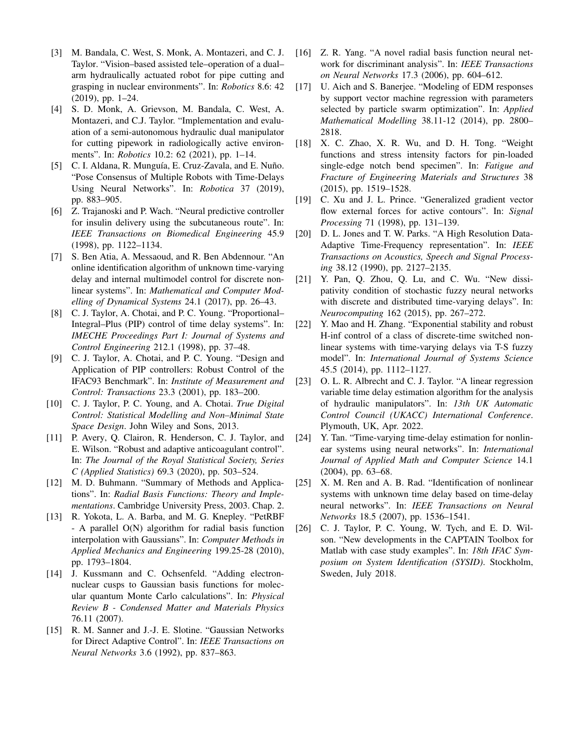[3] M. Bandala, C. West, S. Monk, A. Montazeri, and C. J. Taylor. "Vision–based assisted tele–operation of a dual–arm hydraulically actuated robot for pipe cutting and grasping in nuclear environments". In: *Robotics* 8.6: 42 (2019), pp. 1–24.

[4] S. D. Monk, A. Grievson, M. Bandala, C. West, A. Montazeri, and C.J. Taylor. "Implementation and evaluation of a semi-autonomous hydraulic dual manipulator for cutting pipework in radiologically active environments". In: *Robotics* 10.2: 62 (2021), pp. 1–14.

[5] C. I. Aldana, R. Munguía, E. Cruz-Zavala, and E. Nuño. "Pose Consensus of Multiple Robots with Time-Delays Using Neural Networks". In: *Robotica* 37 (2019), pp. 883–905.

[6] Z. Trajanoski and P. Wach. "Neural predictive controller for insulin delivery using the subcutaneous route". In: *IEEE Transactions on Biomedical Engineering* 45.9 (1998), pp. 1122–1134.

[7] S. Ben Atia, A. Messaoud, and R. Ben Abdennour. "An online identification algorithm of unknown time-varying delay and internal multimodel control for discrete nonlinear systems". In: *Mathematical and Computer Modelling of Dynamical Systems* 24.1 (2017), pp. 26–43.

[8] C. J. Taylor, A. Chotai, and P. C. Young. "Proportional–Integral–Plus (PIP) control of time delay systems". In: *IMECHE Proceedings Part I: Journal of Systems and Control Engineering* 212.1 (1998), pp. 37–48.

[9] C. J. Taylor, A. Chotai, and P. C. Young. "Design and Application of PIP controllers: Robust Control of the IFAC93 Benchmark". In: *Institute of Measurement and Control: Transactions* 23.3 (2001), pp. 183–200.

[10] C. J. Taylor, P. C. Young, and A. Chotai. *True Digital Control: Statistical Modelling and Non–Minimal State Space Design*. John Wiley and Sons, 2013.

[11] P. Avery, Q. Clairon, R. Henderson, C. J. Taylor, and E. Wilson. "Robust and adaptive anticoagulant control". In: *The Journal of the Royal Statistical Society, Series C (Applied Statistics)* 69.3 (2020), pp. 503–524.

[12] M. D. Buhmann. "Summary of Methods and Applications". In: *Radial Basis Functions: Theory and Implementations*. Cambridge University Press, 2003. Chap. 2.

[13] R. Yokota, L. A. Barba, and M. G. Knepley. "PetRBF - A parallel O(N) algorithm for radial basis function interpolation with Gaussians". In: *Computer Methods in Applied Mechanics and Engineering* 199.25-28 (2010), pp. 1793–1804.

[14] J. Kussmann and C. Ochsenfeld. "Adding electron-nuclear cusps to Gaussian basis functions for molecular quantum Monte Carlo calculations". In: *Physical Review B - Condensed Matter and Materials Physics* 76.11 (2007).

[15] R. M. Sanner and J.-J. E. Slotine. "Gaussian Networks for Direct Adaptive Control". In: *IEEE Transactions on Neural Networks* 3.6 (1992), pp. 837–863.

[16] Z. R. Yang. "A novel radial basis function neural network for discriminant analysis". In: *IEEE Transactions on Neural Networks* 17.3 (2006), pp. 604–612.

[17] U. Aich and S. Banerjee. "Modeling of EDM responses by support vector machine regression with parameters selected by particle swarm optimization". In: *Applied Mathematical Modelling* 38.11-12 (2014), pp. 2800–2818.

[18] X. C. Zhao, X. R. Wu, and D. H. Tong. "Weight functions and stress intensity factors for pin-loaded single-edge notch bend specimen". In: *Fatigue and Fracture of Engineering Materials and Structures* 38 (2015), pp. 1519–1528.

[19] C. Xu and J. L. Prince. "Generalized gradient vector flow external forces for active contours". In: *Signal Processing* 71 (1998), pp. 131–139.

[20] D. L. Jones and T. W. Parks. "A High Resolution Data-Adaptive Time-Frequency representation". In: *IEEE Transactions on Acoustics, Speech and Signal Processing* 38.12 (1990), pp. 2127–2135.

[21] Y. Pan, Q. Zhou, Q. Lu, and C. Wu. "New dissipativity condition of stochastic fuzzy neural networks with discrete and distributed time-varying delays". In: *Neurocomputing* 162 (2015), pp. 267–272.

[22] Y. Mao and H. Zhang. "Exponential stability and robust H-inf control of a class of discrete-time switched nonlinear systems with time-varying delays via T-S fuzzy model". In: *International Journal of Systems Science* 45.5 (2014), pp. 1112–1127.

[23] O. L. R. Albrecht and C. J. Taylor. "A linear regression variable time delay estimation algorithm for the analysis of hydraulic manipulators". In: *13th UK Automatic Control Council (UKACC) International Conference*. Plymouth, UK, Apr. 2022.

[24] Y. Tan. "Time-varying time-delay estimation for nonlinear systems using neural networks". In: *International Journal of Applied Math and Computer Science* 14.1 (2004), pp. 63–68.

[25] X. M. Ren and A. B. Rad. "Identification of nonlinear systems with unknown time delay based on time-delay neural networks". In: *IEEE Transactions on Neural Networks* 18.5 (2007), pp. 1536–1541.

[26] C. J. Taylor, P. C. Young, W. Tych, and E. D. Wilson. "New developments in the CAPTAIN Toolbox for Matlab with case study examples". In: *18th IFAC Symposium on System Identification (SYSID)*. Stockholm, Sweden, July 2018.